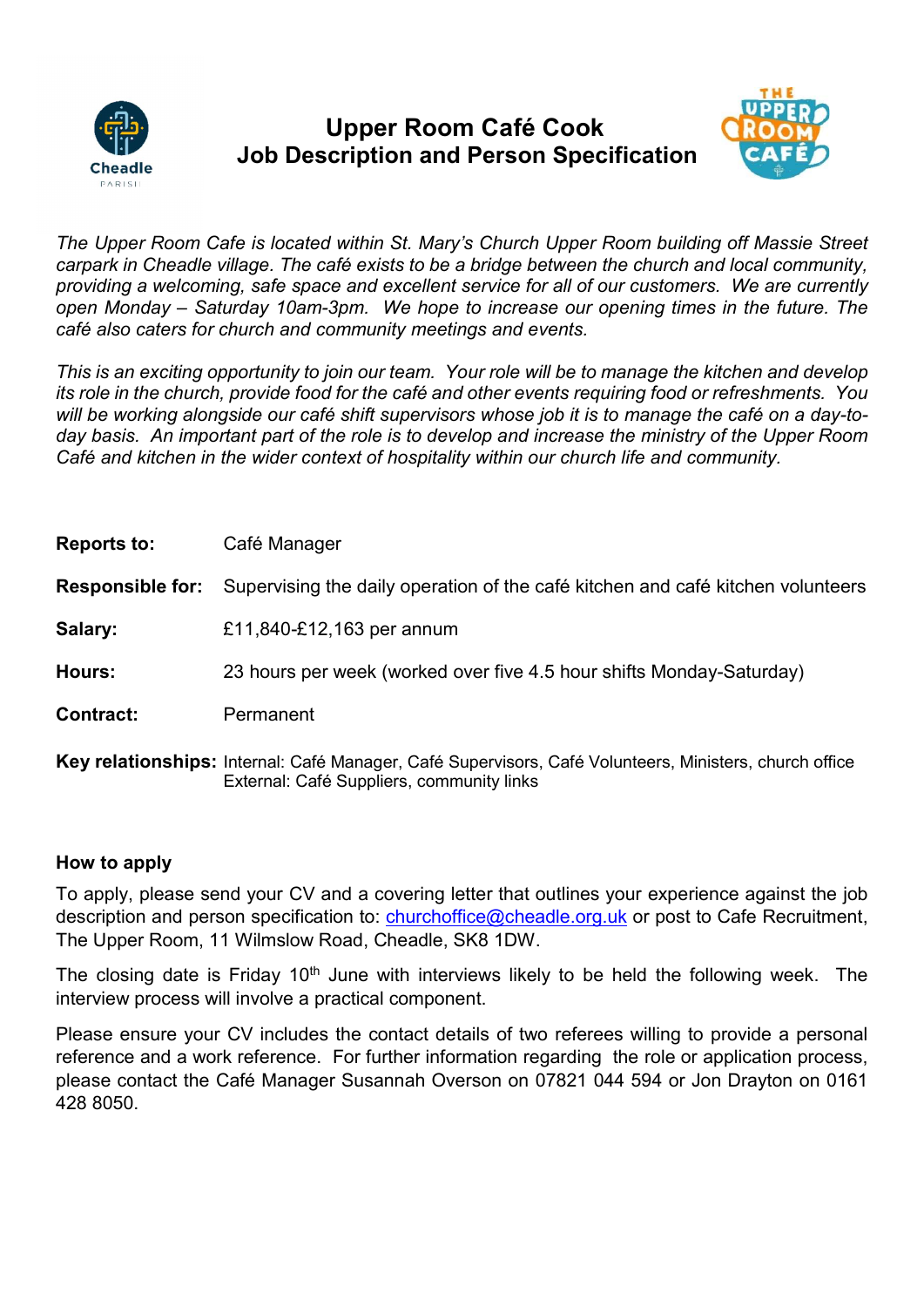# Upper Room Café Cook
# Job Description and Person Specification

*The Upper Room Cafe is located within St. Mary's Church Upper Room building off Massie Street carpark in Cheadle village. The café exists to be a bridge between the church and local community, providing a welcoming, safe space and excellent service for all of our customers. We are currently open Monday – Saturday 10am-3pm. We hope to increase our opening times in the future. The café also caters for church and community meetings and events.*

*This is an exciting opportunity to join our team. Your role will be to manage the kitchen and develop its role in the church, provide food for the café and other events requiring food or refreshments. You will be working alongside our café shift supervisors whose job it is to manage the café on a day-to-day basis. An important part of the role is to develop and increase the ministry of the Upper Room Café and kitchen in the wider context of hospitality within our church life and community.*

| | |
|---|---|
| **Reports to:** | Café Manager |
| **Responsible for:** | Supervising the daily operation of the café kitchen and café kitchen volunteers |
| **Salary:** | £11,840-£12,163 per annum |
| **Hours:** | 23 hours per week (worked over five 4.5 hour shifts Monday-Saturday) |
| **Contract:** | Permanent |
| **Key relationships:** | Internal: Café Manager, Café Supervisors, Café Volunteers, Ministers, church office<br>External: Café Suppliers, community links |

### How to apply

To apply, please send your CV and a covering letter that outlines your experience against the job description and person specification to: churchoffice@cheadle.org.uk or post to Cafe Recruitment, The Upper Room, 11 Wilmslow Road, Cheadle, SK8 1DW.

The closing date is Friday 10th June with interviews likely to be held the following week. The interview process will involve a practical component.

Please ensure your CV includes the contact details of two referees willing to provide a personal reference and a work reference. For further information regarding the role or application process, please contact the Café Manager Susannah Overson on 07821 044 594 or Jon Drayton on 0161 428 8050.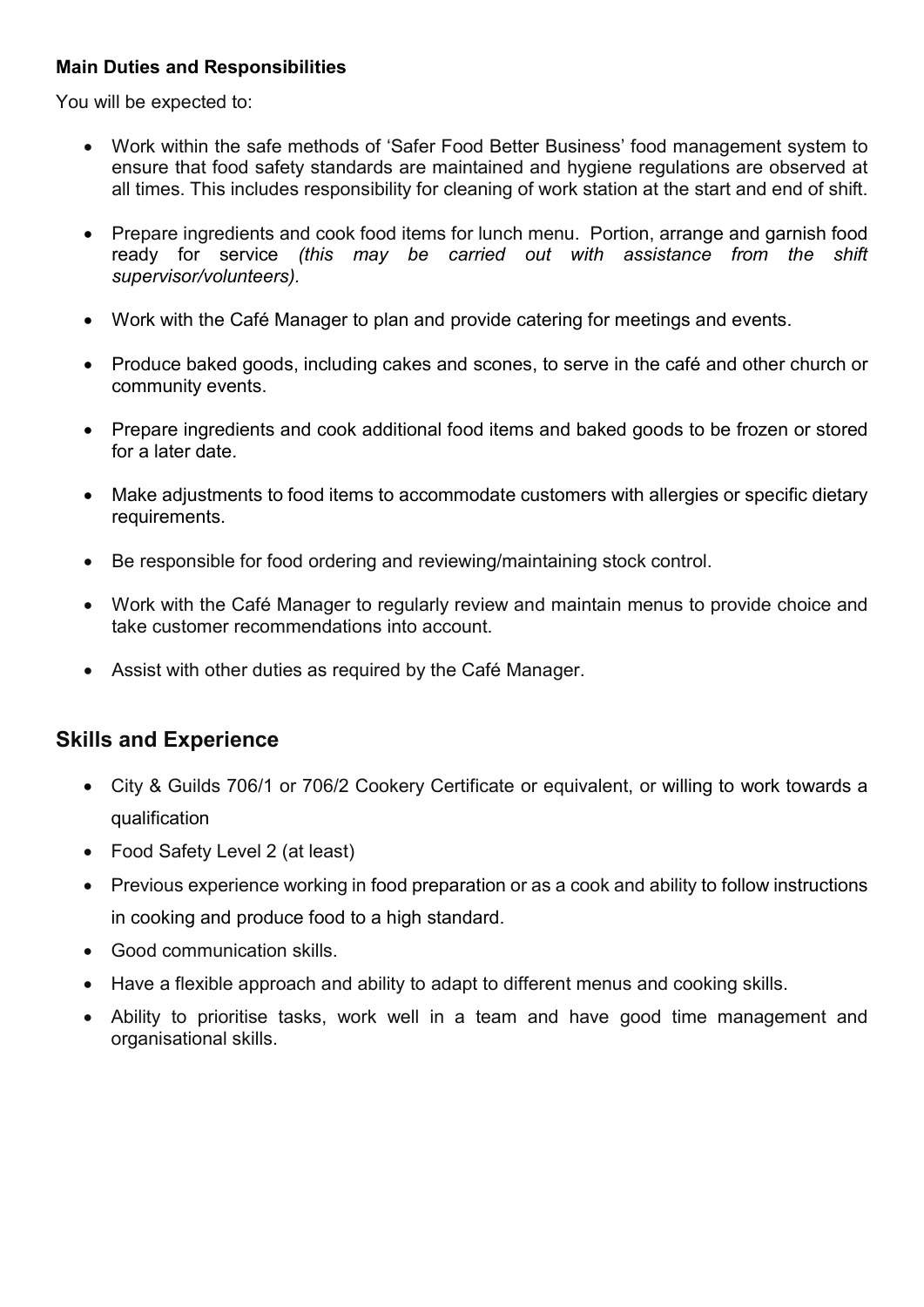**Main Duties and Responsibilities**

You will be expected to:

- Work within the safe methods of 'Safer Food Better Business' food management system to ensure that food safety standards are maintained and hygiene regulations are observed at all times. This includes responsibility for cleaning of work station at the start and end of shift.
- Prepare ingredients and cook food items for lunch menu. Portion, arrange and garnish food ready for service *(this may be carried out with assistance from the shift supervisor/volunteers).*
- Work with the Café Manager to plan and provide catering for meetings and events.
- Produce baked goods, including cakes and scones, to serve in the café and other church or community events.
- Prepare ingredients and cook additional food items and baked goods to be frozen or stored for a later date.
- Make adjustments to food items to accommodate customers with allergies or specific dietary requirements.
- Be responsible for food ordering and reviewing/maintaining stock control.
- Work with the Café Manager to regularly review and maintain menus to provide choice and take customer recommendations into account.
- Assist with other duties as required by the Café Manager.

## Skills and Experience

- City & Guilds 706/1 or 706/2 Cookery Certificate or equivalent, or willing to work towards a qualification
- Food Safety Level 2 (at least)
- Previous experience working in food preparation or as a cook and ability to follow instructions in cooking and produce food to a high standard.
- Good communication skills.
- Have a flexible approach and ability to adapt to different menus and cooking skills.
- Ability to prioritise tasks, work well in a team and have good time management and organisational skills.